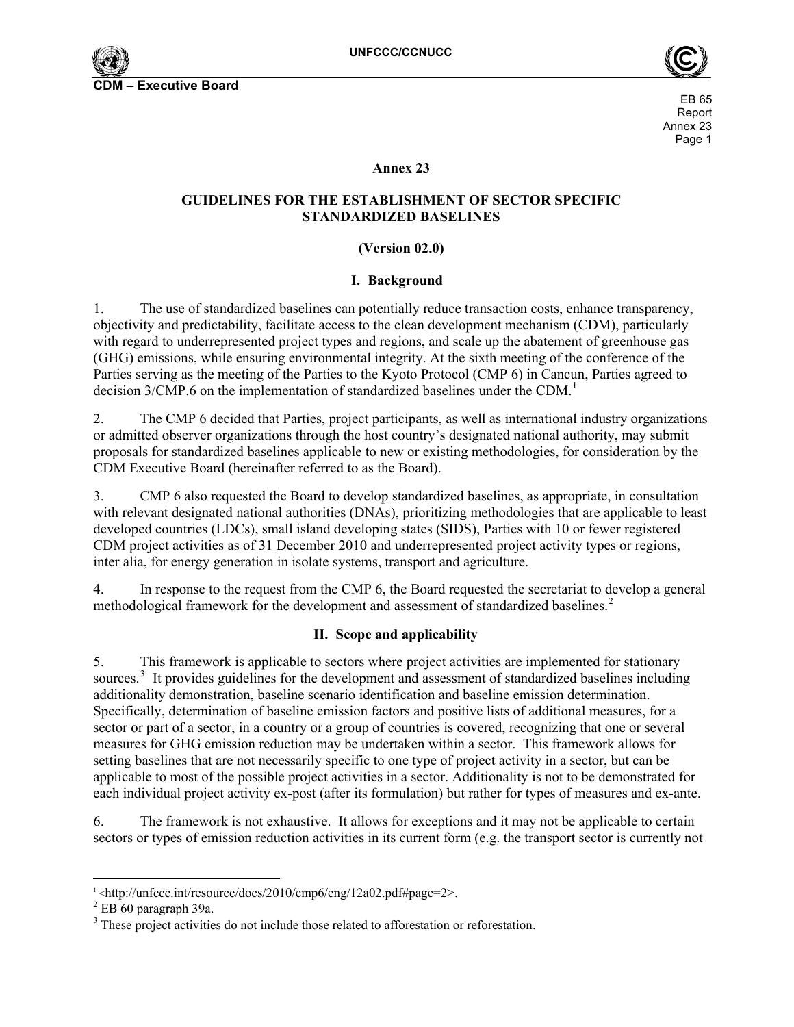# Annex 23

## GUIDELINES FOR THE ESTABLISHMENT OF SECTOR SPECIFIC STANDARDIZED BASELINES

**(Version 02.0)**

## I. Background

1. The use of standardized baselines can potentially reduce transaction costs, enhance transparency, objectivity and predictability, facilitate access to the clean development mechanism (CDM), particularly with regard to underrepresented project types and regions, and scale up the abatement of greenhouse gas (GHG) emissions, while ensuring environmental integrity. At the sixth meeting of the conference of the Parties serving as the meeting of the Parties to the Kyoto Protocol (CMP 6) in Cancun, Parties agreed to decision 3/CMP.6 on the implementation of standardized baselines under the CDM.[1]

2. The CMP 6 decided that Parties, project participants, as well as international industry organizations or admitted observer organizations through the host country's designated national authority, may submit proposals for standardized baselines applicable to new or existing methodologies, for consideration by the CDM Executive Board (hereinafter referred to as the Board).

3. CMP 6 also requested the Board to develop standardized baselines, as appropriate, in consultation with relevant designated national authorities (DNAs), prioritizing methodologies that are applicable to least developed countries (LDCs), small island developing states (SIDS), Parties with 10 or fewer registered CDM project activities as of 31 December 2010 and underrepresented project activity types or regions, inter alia, for energy generation in isolate systems, transport and agriculture.

4. In response to the request from the CMP 6, the Board requested the secretariat to develop a general methodological framework for the development and assessment of standardized baselines.[2]

## II. Scope and applicability

5. This framework is applicable to sectors where project activities are implemented for stationary sources.[3] It provides guidelines for the development and assessment of standardized baselines including additionality demonstration, baseline scenario identification and baseline emission determination. Specifically, determination of baseline emission factors and positive lists of additional measures, for a sector or part of a sector, in a country or a group of countries is covered, recognizing that one or several measures for GHG emission reduction may be undertaken within a sector. This framework allows for setting baselines that are not necessarily specific to one type of project activity in a sector, but can be applicable to most of the possible project activities in a sector. Additionality is not to be demonstrated for each individual project activity ex-post (after its formulation) but rather for types of measures and ex-ante.

6. The framework is not exhaustive. It allows for exceptions and it may not be applicable to certain sectors or types of emission reduction activities in its current form (e.g. the transport sector is currently not

---

[1] <http://unfccc.int/resource/docs/2010/cmp6/eng/12a02.pdf#page=2>.

[2] EB 60 paragraph 39a.

[3] These project activities do not include those related to afforestation or reforestation.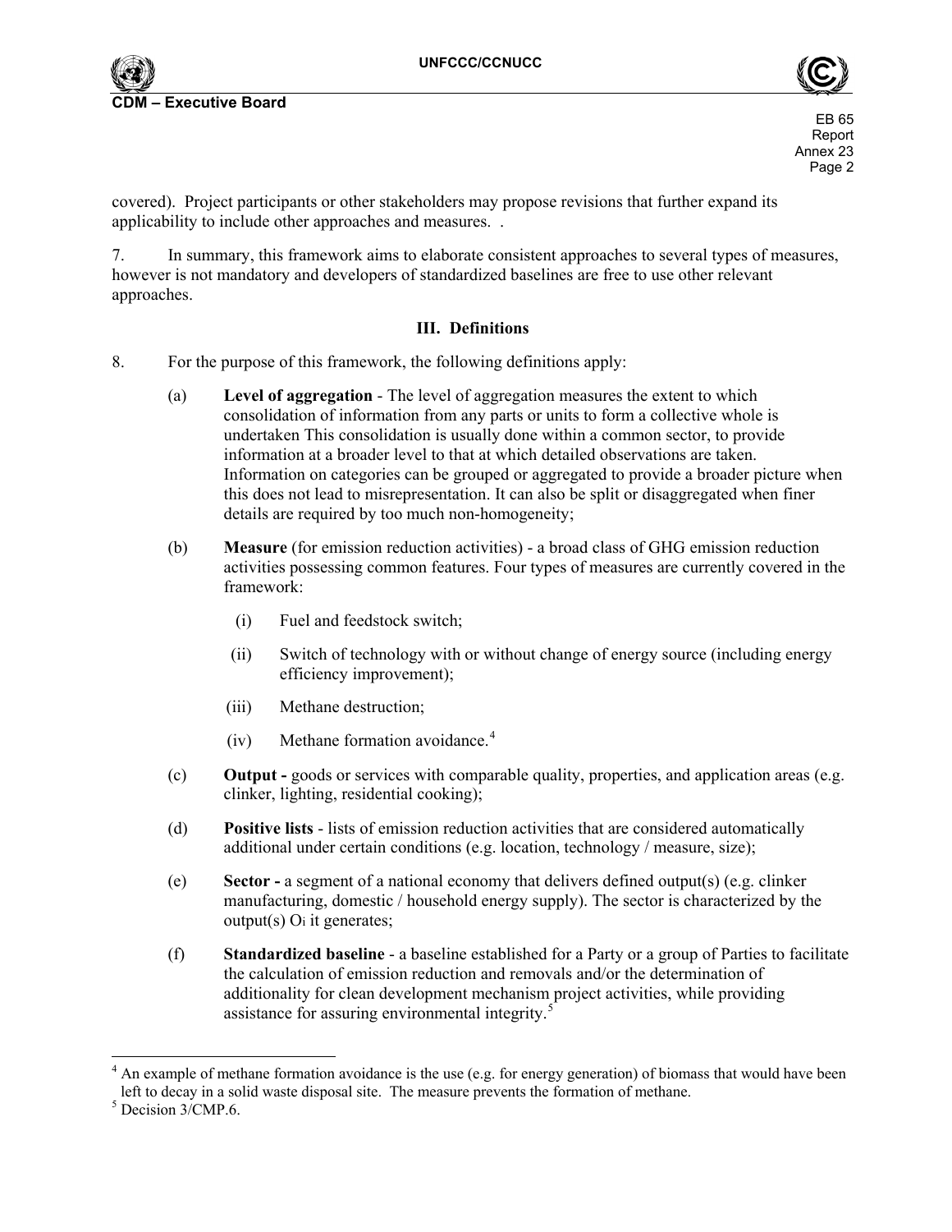covered). Project participants or other stakeholders may propose revisions that further expand its applicability to include other approaches and measures. .

7. In summary, this framework aims to elaborate consistent approaches to several types of measures, however is not mandatory and developers of standardized baselines are free to use other relevant approaches.

## III. Definitions

8. For the purpose of this framework, the following definitions apply:

(a) **Level of aggregation** - The level of aggregation measures the extent to which consolidation of information from any parts or units to form a collective whole is undertaken This consolidation is usually done within a common sector, to provide information at a broader level to that at which detailed observations are taken. Information on categories can be grouped or aggregated to provide a broader picture when this does not lead to misrepresentation. It can also be split or disaggregated when finer details are required by too much non-homogeneity;

(b) **Measure** (for emission reduction activities) - a broad class of GHG emission reduction activities possessing common features. Four types of measures are currently covered in the framework:

(i) Fuel and feedstock switch;

(ii) Switch of technology with or without change of energy source (including energy efficiency improvement);

(iii) Methane destruction;

(iv) Methane formation avoidance.[4]

(c) **Output -** goods or services with comparable quality, properties, and application areas (e.g. clinker, lighting, residential cooking);

(d) **Positive lists** - lists of emission reduction activities that are considered automatically additional under certain conditions (e.g. location, technology / measure, size);

(e) **Sector -** a segment of a national economy that delivers defined output(s) (e.g. clinker manufacturing, domestic / household energy supply). The sector is characterized by the output(s) $O_i$ it generates;

(f) **Standardized baseline** - a baseline established for a Party or a group of Parties to facilitate the calculation of emission reduction and removals and/or the determination of additionality for clean development mechanism project activities, while providing assistance for assuring environmental integrity.[5]

---

[4] An example of methane formation avoidance is the use (e.g. for energy generation) of biomass that would have been left to decay in a solid waste disposal site. The measure prevents the formation of methane.

[5] Decision 3/CMP.6.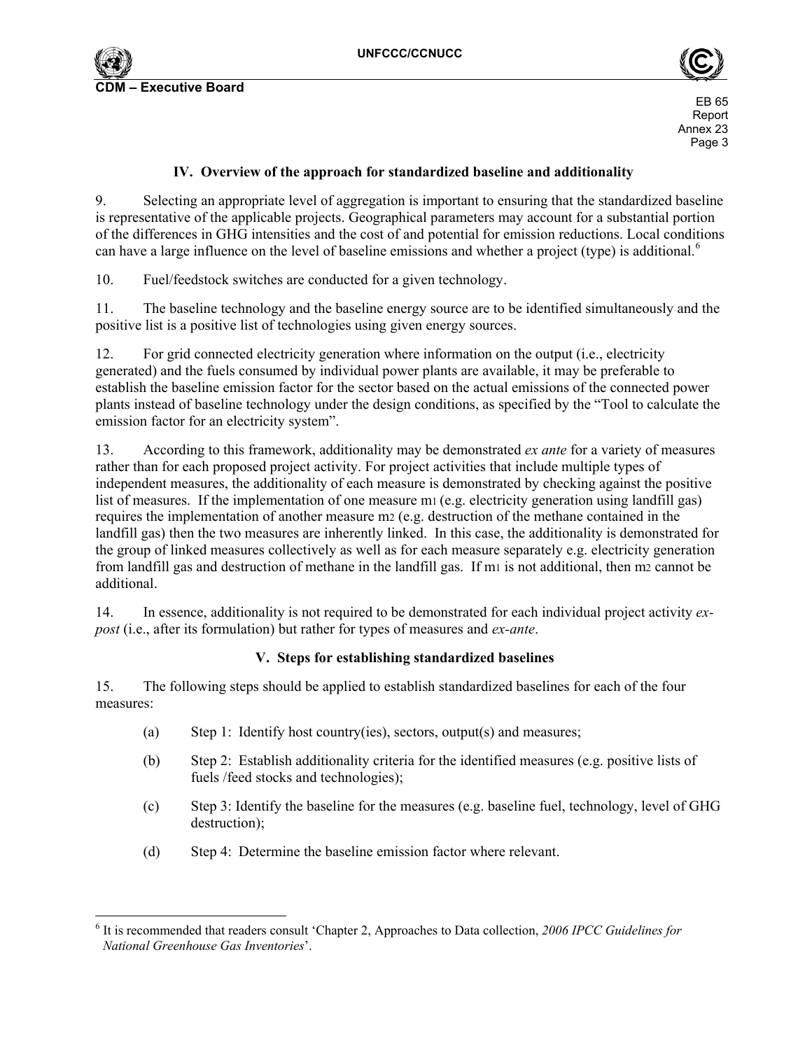### IV. Overview of the approach for standardized baseline and additionality

9. Selecting an appropriate level of aggregation is important to ensuring that the standardized baseline is representative of the applicable projects. Geographical parameters may account for a substantial portion of the differences in GHG intensities and the cost of and potential for emission reductions. Local conditions can have a large influence on the level of baseline emissions and whether a project (type) is additional.[6]

10. Fuel/feedstock switches are conducted for a given technology.

11. The baseline technology and the baseline energy source are to be identified simultaneously and the positive list is a positive list of technologies using given energy sources.

12. For grid connected electricity generation where information on the output (i.e., electricity generated) and the fuels consumed by individual power plants are available, it may be preferable to establish the baseline emission factor for the sector based on the actual emissions of the connected power plants instead of baseline technology under the design conditions, as specified by the "Tool to calculate the emission factor for an electricity system".

13. According to this framework, additionality may be demonstrated *ex ante* for a variety of measures rather than for each proposed project activity. For project activities that include multiple types of independent measures, the additionality of each measure is demonstrated by checking against the positive list of measures. If the implementation of one measure $m_1$ (e.g. electricity generation using landfill gas) requires the implementation of another measure $m_2$ (e.g. destruction of the methane contained in the landfill gas) then the two measures are inherently linked. In this case, the additionality is demonstrated for the group of linked measures collectively as well as for each measure separately e.g. electricity generation from landfill gas and destruction of methane in the landfill gas. If $m_1$ is not additional, then $m_2$ cannot be additional.

14. In essence, additionality is not required to be demonstrated for each individual project activity *ex-post* (i.e., after its formulation) but rather for types of measures and *ex-ante*.

### V. Steps for establishing standardized baselines

15. The following steps should be applied to establish standardized baselines for each of the four measures:

(a) Step 1: Identify host country(ies), sectors, output(s) and measures;

(b) Step 2: Establish additionality criteria for the identified measures (e.g. positive lists of fuels /feed stocks and technologies);

(c) Step 3: Identify the baseline for the measures (e.g. baseline fuel, technology, level of GHG destruction);

(d) Step 4: Determine the baseline emission factor where relevant.

---

[6] It is recommended that readers consult 'Chapter 2, Approaches to Data collection, *2006 IPCC Guidelines for National Greenhouse Gas Inventories*'.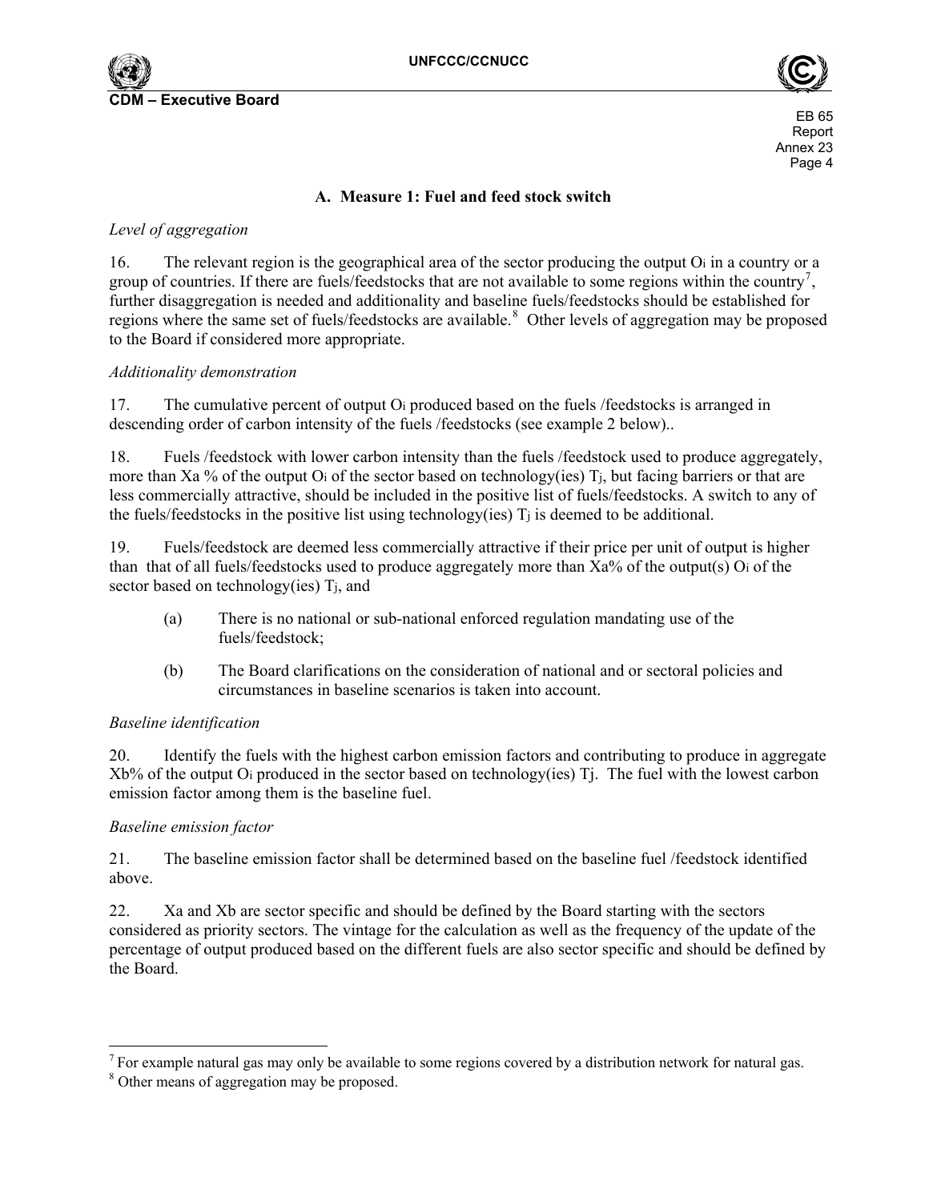### A. Measure 1: Fuel and feed stock switch

*Level of aggregation*

16. The relevant region is the geographical area of the sector producing the output $O_i$ in a country or a group of countries. If there are fuels/feedstocks that are not available to some regions within the country[7], further disaggregation is needed and additionality and baseline fuels/feedstocks should be established for regions where the same set of fuels/feedstocks are available.[8] Other levels of aggregation may be proposed to the Board if considered more appropriate.

*Additionality demonstration*

17. The cumulative percent of output $O_i$ produced based on the fuels /feedstocks is arranged in descending order of carbon intensity of the fuels /feedstocks (see example 2 below)..

18. Fuels /feedstock with lower carbon intensity than the fuels /feedstock used to produce aggregately, more than Xa % of the output $O_i$ of the sector based on technology(ies) $T_j$, but facing barriers or that are less commercially attractive, should be included in the positive list of fuels/feedstocks. A switch to any of the fuels/feedstocks in the positive list using technology(ies) $T_j$ is deemed to be additional.

19. Fuels/feedstock are deemed less commercially attractive if their price per unit of output is higher than that of all fuels/feedstocks used to produce aggregately more than Xa% of the output(s) $O_i$ of the sector based on technology(ies) $T_j$, and

(a) There is no national or sub-national enforced regulation mandating use of the fuels/feedstock;

(b) The Board clarifications on the consideration of national and or sectoral policies and circumstances in baseline scenarios is taken into account.

*Baseline identification*

20. Identify the fuels with the highest carbon emission factors and contributing to produce in aggregate Xb% of the output $O_i$ produced in the sector based on technology(ies) Tj. The fuel with the lowest carbon emission factor among them is the baseline fuel.

*Baseline emission factor*

21. The baseline emission factor shall be determined based on the baseline fuel /feedstock identified above.

22. Xa and Xb are sector specific and should be defined by the Board starting with the sectors considered as priority sectors. The vintage for the calculation as well as the frequency of the update of the percentage of output produced based on the different fuels are also sector specific and should be defined by the Board.

---

[7] For example natural gas may only be available to some regions covered by a distribution network for natural gas.

[8] Other means of aggregation may be proposed.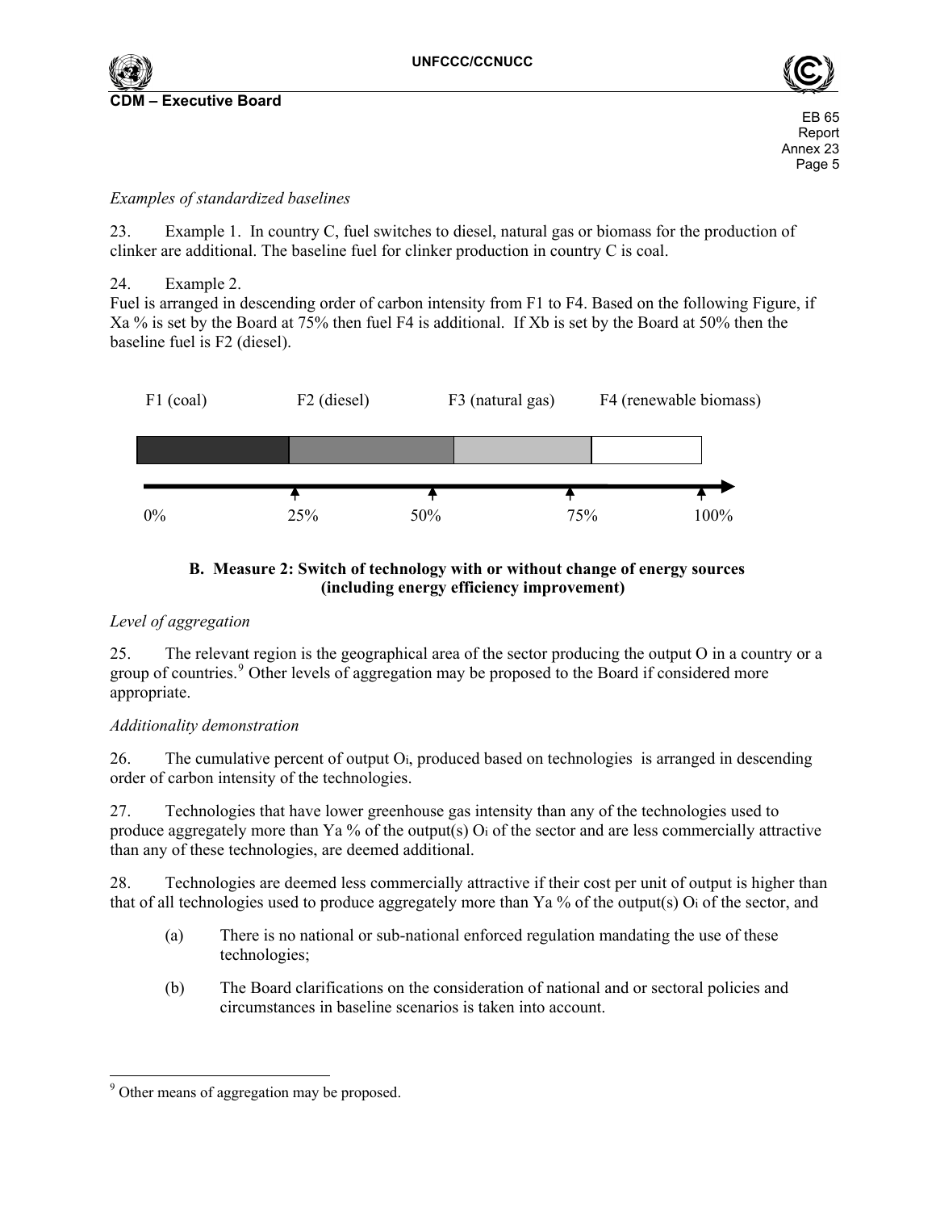*Examples of standardized baselines*

23. Example 1. In country C, fuel switches to diesel, natural gas or biomass for the production of clinker are additional. The baseline fuel for clinker production in country C is coal.

24. Example 2.
Fuel is arranged in descending order of carbon intensity from F1 to F4. Based on the following Figure, if Xa % is set by the Board at 75% then fuel F4 is additional. If Xb is set by the Board at 50% then the baseline fuel is F2 (diesel).

F1 (coal) F2 (diesel) F3 (natural gas) F4 (renewable biomass)

0% 25% 50% 75% 100%

### B. Measure 2: Switch of technology with or without change of energy sources (including energy efficiency improvement)

*Level of aggregation*

25. The relevant region is the geographical area of the sector producing the output O in a country or a group of countries.[9] Other levels of aggregation may be proposed to the Board if considered more appropriate.

*Additionality demonstration*

26. The cumulative percent of output $O_i$, produced based on technologies is arranged in descending order of carbon intensity of the technologies.

27. Technologies that have lower greenhouse gas intensity than any of the technologies used to produce aggregately more than Ya % of the output(s) $O_i$ of the sector and are less commercially attractive than any of these technologies, are deemed additional.

28. Technologies are deemed less commercially attractive if their cost per unit of output is higher than that of all technologies used to produce aggregately more than Ya % of the output(s) $O_i$ of the sector, and

(a) There is no national or sub-national enforced regulation mandating the use of these technologies;

(b) The Board clarifications on the consideration of national and or sectoral policies and circumstances in baseline scenarios is taken into account.

---

[9] Other means of aggregation may be proposed.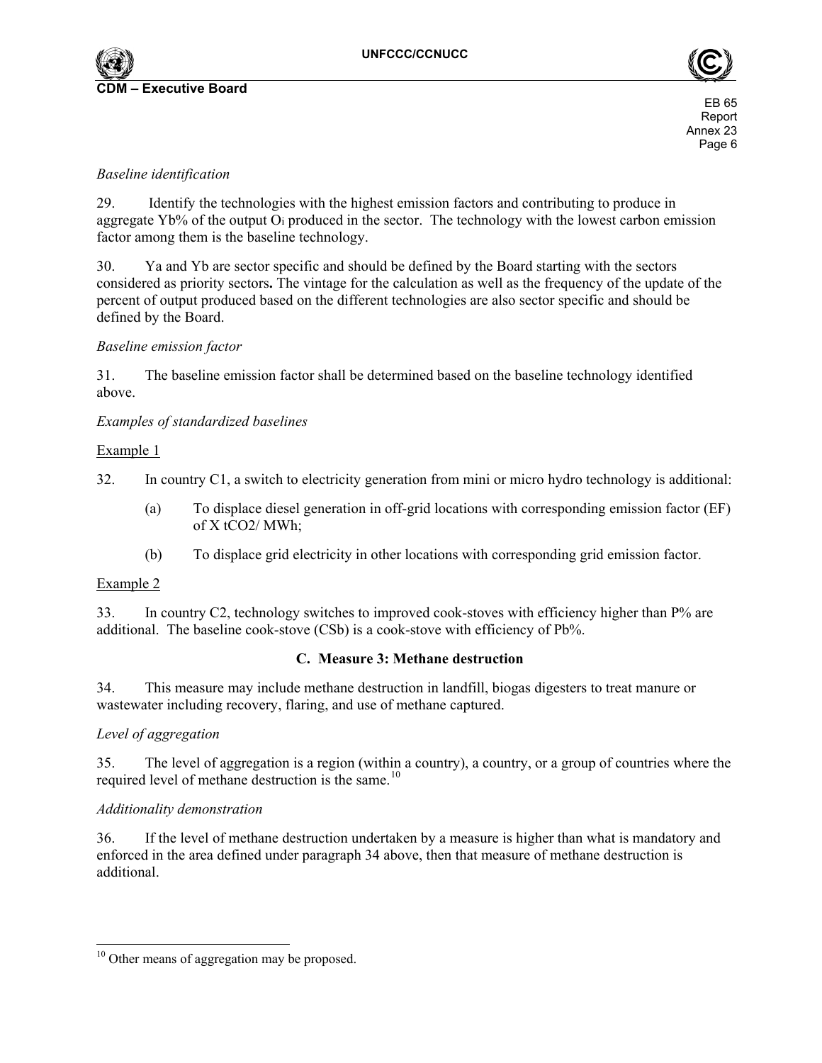*Baseline identification*

29. Identify the technologies with the highest emission factors and contributing to produce in aggregate Yb% of the output $O_i$ produced in the sector. The technology with the lowest carbon emission factor among them is the baseline technology.

30. Ya and Yb are sector specific and should be defined by the Board starting with the sectors considered as priority sectors**.** The vintage for the calculation as well as the frequency of the update of the percent of output produced based on the different technologies are also sector specific and should be defined by the Board.

*Baseline emission factor*

31. The baseline emission factor shall be determined based on the baseline technology identified above.

*Examples of standardized baselines*

Example 1

32. In country C1, a switch to electricity generation from mini or micro hydro technology is additional:

(a) To displace diesel generation in off-grid locations with corresponding emission factor (EF) of X $tCO_2$/ MWh;

(b) To displace grid electricity in other locations with corresponding grid emission factor.

Example 2

33. In country C2, technology switches to improved cook-stoves with efficiency higher than P% are additional. The baseline cook-stove (CSb) is a cook-stove with efficiency of Pb%.

### C. Measure 3: Methane destruction

34. This measure may include methane destruction in landfill, biogas digesters to treat manure or wastewater including recovery, flaring, and use of methane captured.

*Level of aggregation*

35. The level of aggregation is a region (within a country), a country, or a group of countries where the required level of methane destruction is the same.[10]

*Additionality demonstration*

36. If the level of methane destruction undertaken by a measure is higher than what is mandatory and enforced in the area defined under paragraph 34 above, then that measure of methane destruction is additional.

---

[10] Other means of aggregation may be proposed.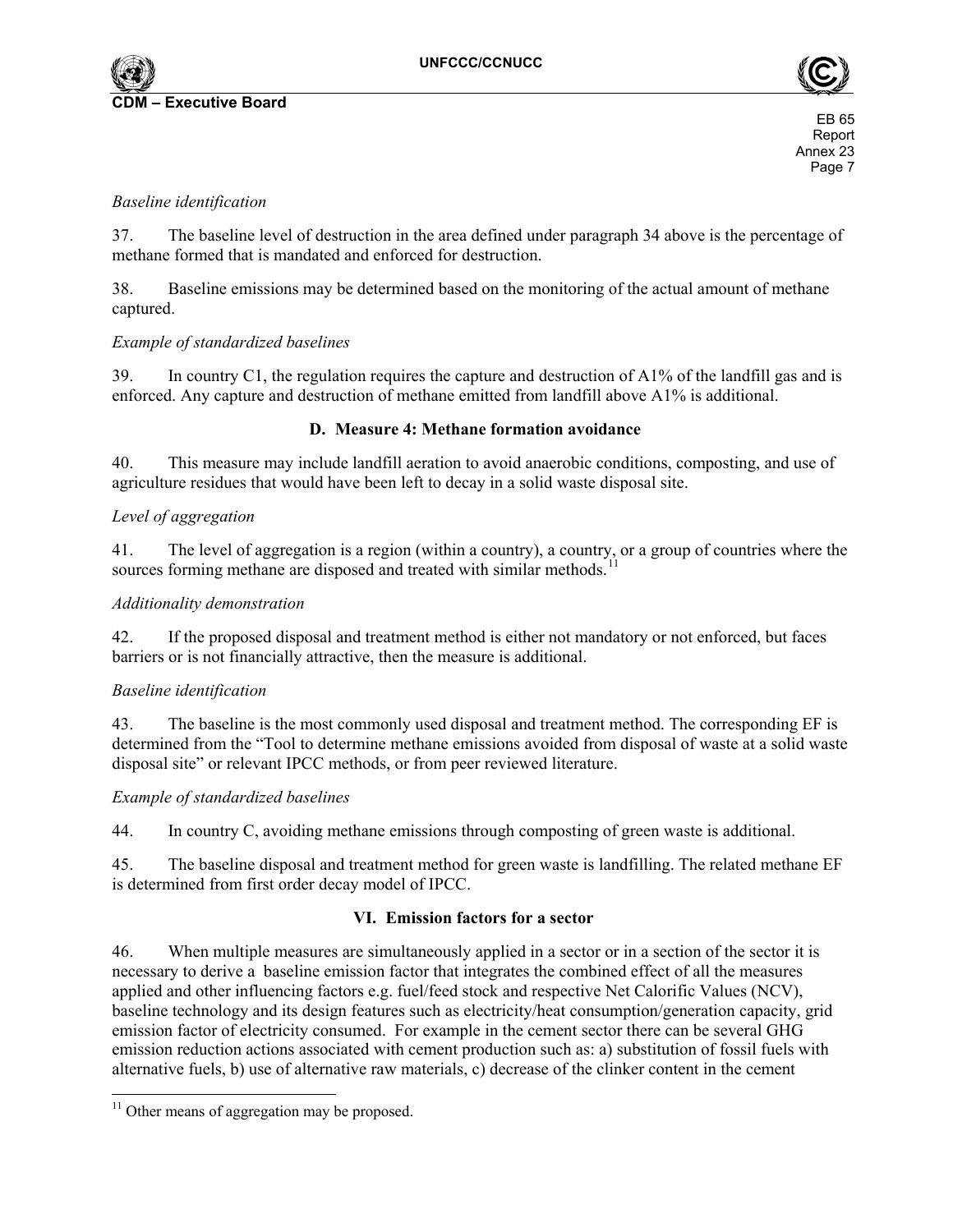*Baseline identification*

37. The baseline level of destruction in the area defined under paragraph 34 above is the percentage of methane formed that is mandated and enforced for destruction.

38. Baseline emissions may be determined based on the monitoring of the actual amount of methane captured.

*Example of standardized baselines*

39. In country C1, the regulation requires the capture and destruction of A1% of the landfill gas and is enforced. Any capture and destruction of methane emitted from landfill above A1% is additional.

### D. Measure 4: Methane formation avoidance

40. This measure may include landfill aeration to avoid anaerobic conditions, composting, and use of agriculture residues that would have been left to decay in a solid waste disposal site.

*Level of aggregation*

41. The level of aggregation is a region (within a country), a country, or a group of countries where the sources forming methane are disposed and treated with similar methods.[11]

*Additionality demonstration*

42. If the proposed disposal and treatment method is either not mandatory or not enforced, but faces barriers or is not financially attractive, then the measure is additional.

*Baseline identification*

43. The baseline is the most commonly used disposal and treatment method. The corresponding EF is determined from the "Tool to determine methane emissions avoided from disposal of waste at a solid waste disposal site" or relevant IPCC methods, or from peer reviewed literature.

*Example of standardized baselines*

44. In country C, avoiding methane emissions through composting of green waste is additional.

45. The baseline disposal and treatment method for green waste is landfilling. The related methane EF is determined from first order decay model of IPCC.

## VI. Emission factors for a sector

46. When multiple measures are simultaneously applied in a sector or in a section of the sector it is necessary to derive a baseline emission factor that integrates the combined effect of all the measures applied and other influencing factors e.g. fuel/feed stock and respective Net Calorific Values (NCV), baseline technology and its design features such as electricity/heat consumption/generation capacity, grid emission factor of electricity consumed. For example in the cement sector there can be several GHG emission reduction actions associated with cement production such as: a) substitution of fossil fuels with alternative fuels, b) use of alternative raw materials, c) decrease of the clinker content in the cement

---

[11] Other means of aggregation may be proposed.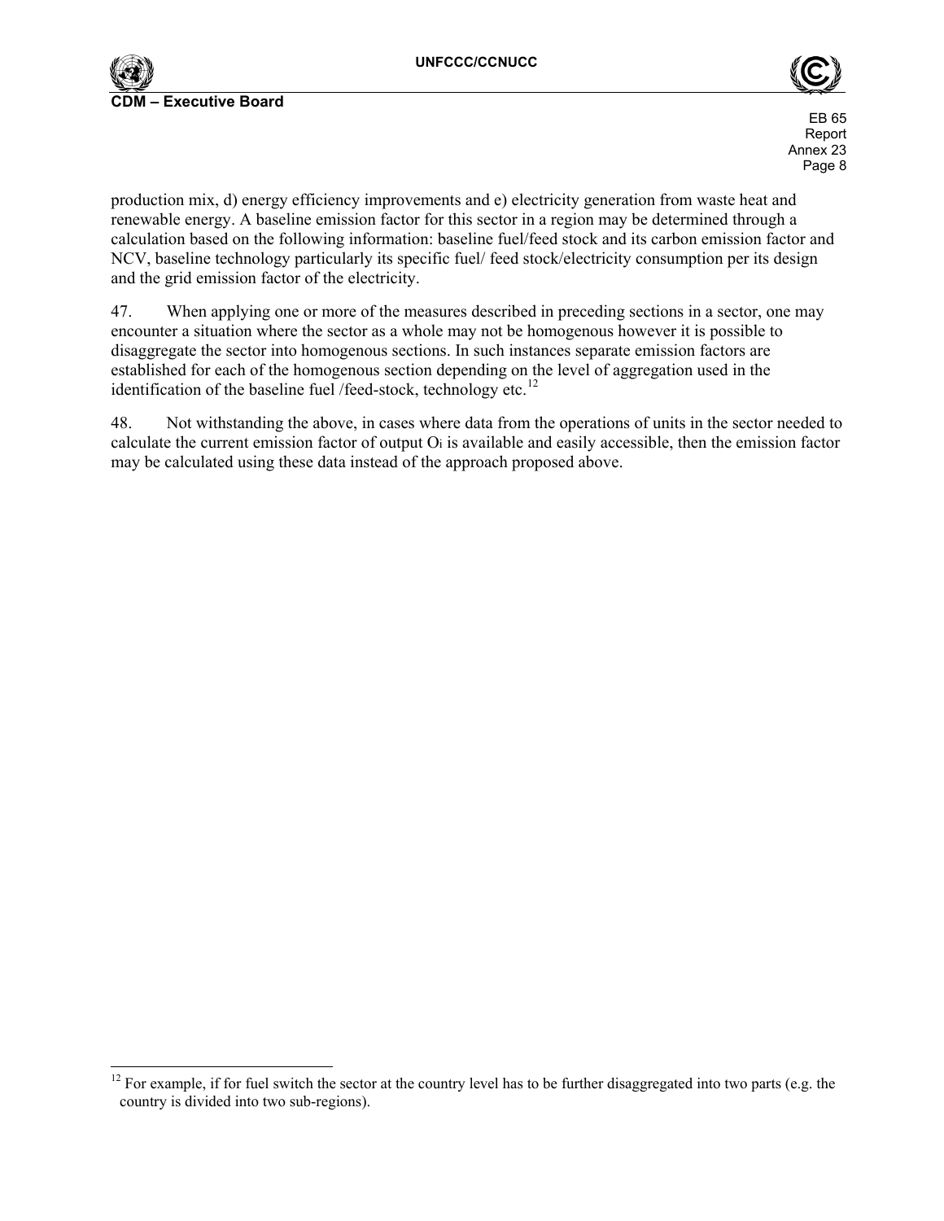production mix, d) energy efficiency improvements and e) electricity generation from waste heat and renewable energy. A baseline emission factor for this sector in a region may be determined through a calculation based on the following information: baseline fuel/feed stock and its carbon emission factor and NCV, baseline technology particularly its specific fuel/ feed stock/electricity consumption per its design and the grid emission factor of the electricity.

47. When applying one or more of the measures described in preceding sections in a sector, one may encounter a situation where the sector as a whole may not be homogenous however it is possible to disaggregate the sector into homogenous sections. In such instances separate emission factors are established for each of the homogenous section depending on the level of aggregation used in the identification of the baseline fuel /feed-stock, technology etc.[12]

48. Not withstanding the above, in cases where data from the operations of units in the sector needed to calculate the current emission factor of output $O_i$ is available and easily accessible, then the emission factor may be calculated using these data instead of the approach proposed above.

---

[12] For example, if for fuel switch the sector at the country level has to be further disaggregated into two parts (e.g. the country is divided into two sub-regions).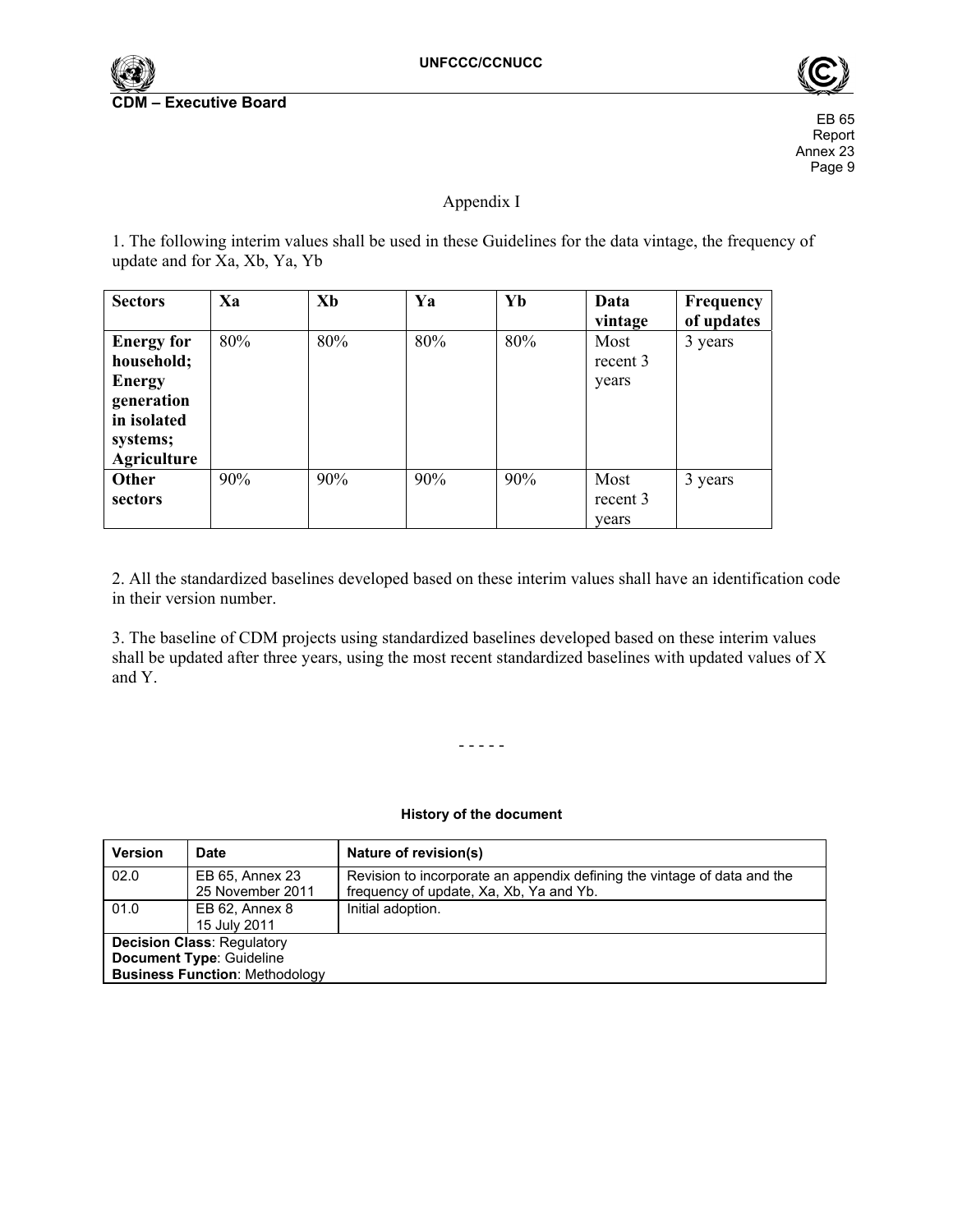## Appendix I

1. The following interim values shall be used in these Guidelines for the data vintage, the frequency of update and for Xa, Xb, Ya, Yb

| Sectors | Xa | Xb | Ya | Yb | Data vintage | Frequency of updates |
|---|---|---|---|---|---|---|
| **Energy for household; Energy generation in isolated systems; Agriculture** | 80% | 80% | 80% | 80% | Most recent 3 years | 3 years |
| **Other sectors** | 90% | 90% | 90% | 90% | Most recent 3 years | 3 years |

2. All the standardized baselines developed based on these interim values shall have an identification code in their version number.

3. The baseline of CDM projects using standardized baselines developed based on these interim values shall be updated after three years, using the most recent standardized baselines with updated values of X and Y.

- - - - -

**History of the document**

| Version | Date | Nature of revision(s) |
|---|---|---|
| 02.0 | EB 65, Annex 23<br>25 November 2011 | Revision to incorporate an appendix defining the vintage of data and the frequency of update, Xa, Xb, Ya and Yb. |
| 01.0 | EB 62, Annex 8<br>15 July 2011 | Initial adoption. |
| **Decision Class**: Regulatory<br>**Document Type**: Guideline<br>**Business Function**: Methodology | | |